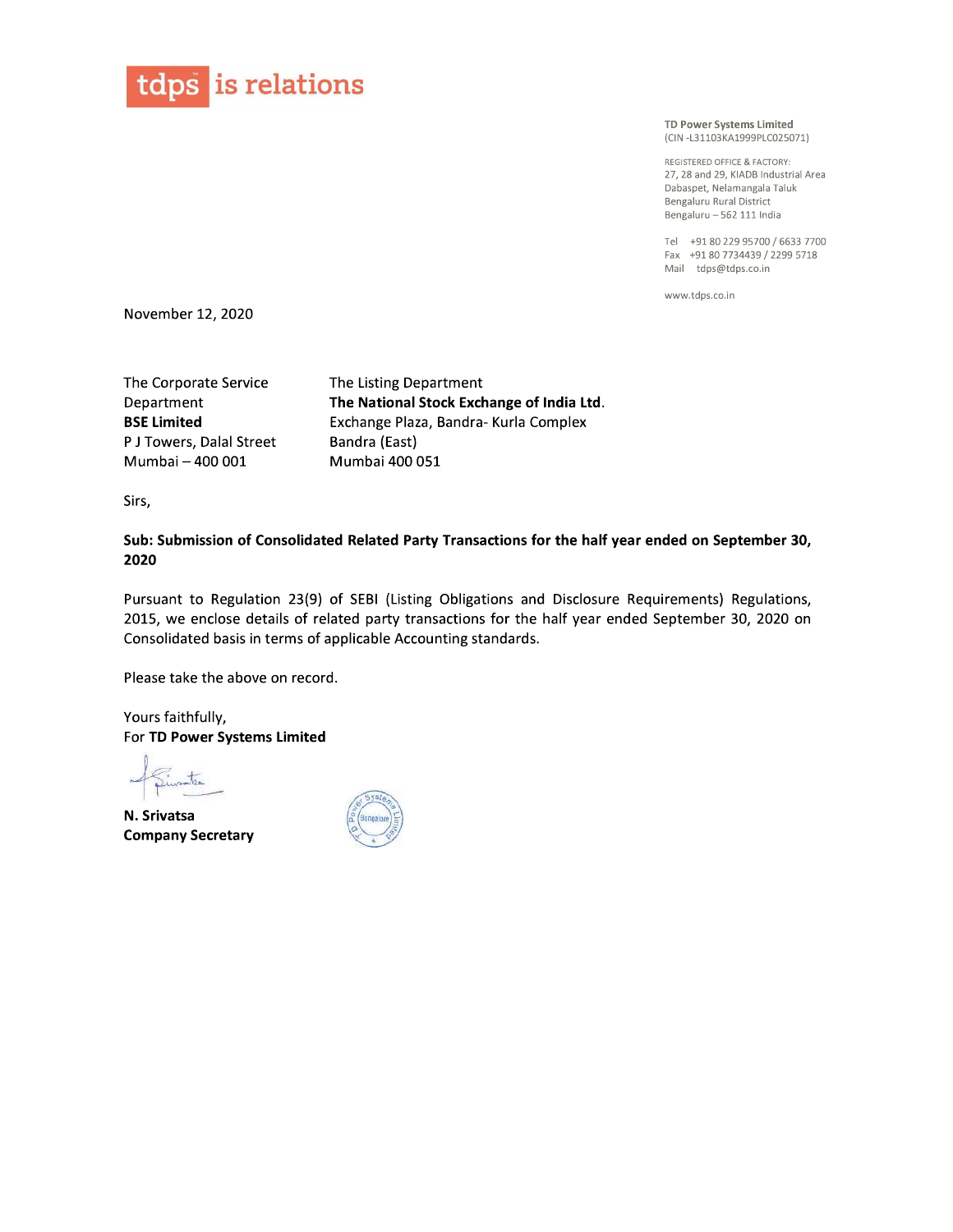**tdps is relations**

**TD Power Systems Limited**
(CIN -L31103KA1999PLC025071)

REGISTERED OFFICE & FACTORY:
27, 28 and 29, KIADB Industrial Area
Dabaspet, Nelamangala Taluk
Bengaluru Rural District
Bengaluru – 562 111 India

Tel +91 80 229 95700 / 6633 7700
Fax +91 80 7734439 / 2299 5718
Mail tdps@tdps.co.in

www.tdps.co.in

November 12, 2020

The Corporate Service Department
**BSE Limited**
P J Towers, Dalal Street
Mumbai – 400 001

The Listing Department
**The National Stock Exchange of India Ltd.**
Exchange Plaza, Bandra- Kurla Complex
Bandra (East)
Mumbai 400 051

Sirs,

**Sub: Submission of Consolidated Related Party Transactions for the half year ended on September 30, 2020**

Pursuant to Regulation 23(9) of SEBI (Listing Obligations and Disclosure Requirements) Regulations, 2015, we enclose details of related party transactions for the half year ended September 30, 2020 on Consolidated basis in terms of applicable Accounting standards.

Please take the above on record.

Yours faithfully,
For **TD Power Systems Limited**

**N. Srivatsa**
**Company Secretary**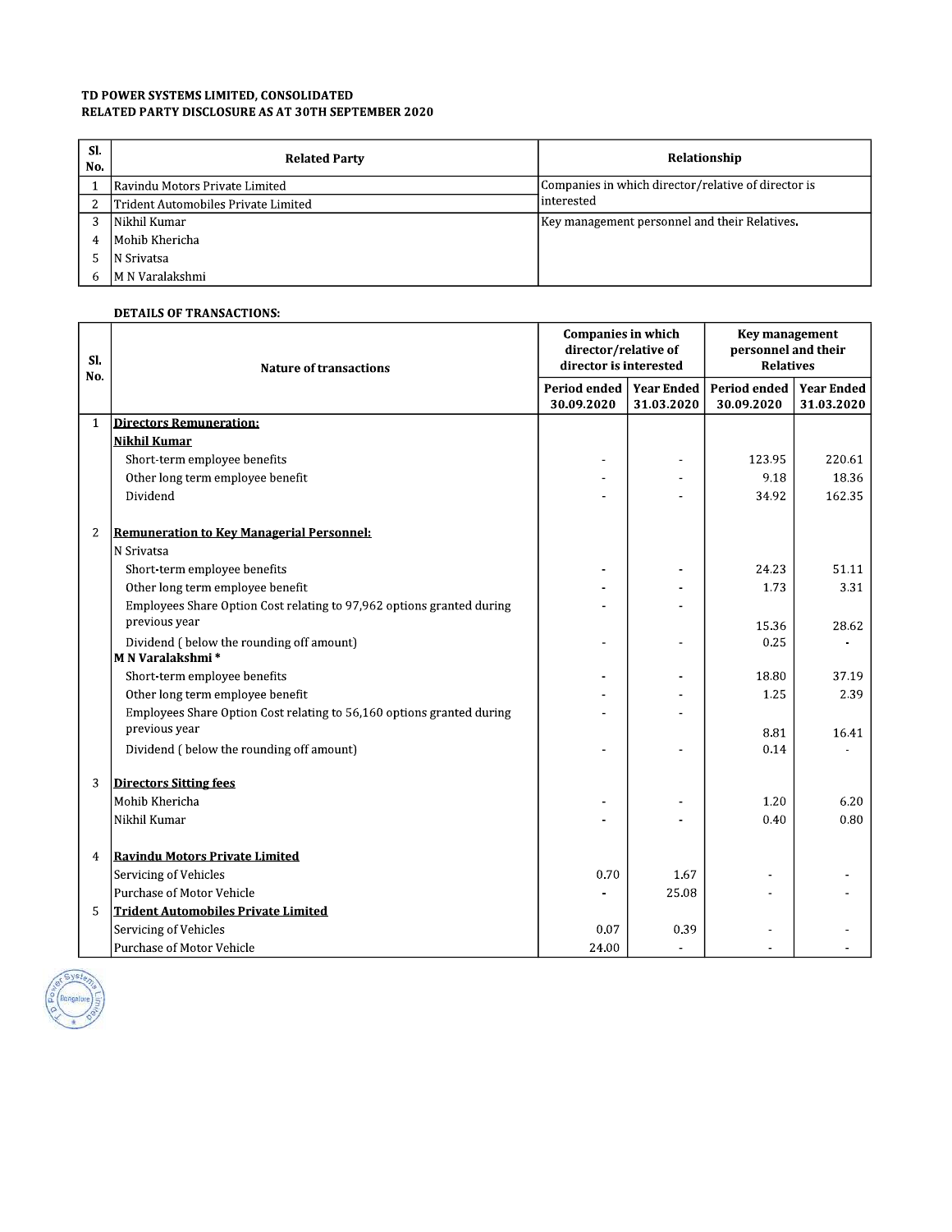**TD POWER SYSTEMS LIMITED, CONSOLIDATED**
**RELATED PARTY DISCLOSURE AS AT 30TH SEPTEMBER 2020**

| Sl. No. | Related Party | Relationship |
|---|---|---|
| 1 | Ravindu Motors Private Limited | Companies in which director/relative of director is interested |
| 2 | Trident Automobiles Private Limited | |
| 3 | Nikhil Kumar | Key management personnel and their Relatives. |
| 4 | Mohib Khericha | |
| 5 | N Srivatsa | |
| 6 | M N Varalakshmi | |

**DETAILS OF TRANSACTIONS:**

| Sl. No. | Nature of transactions | Companies in which director/relative of director is interested | | Key management personnel and their Relatives | |
|---|---|---|---|---|---|
| | | Period ended 30.09.2020 | Year Ended 31.03.2020 | Period ended 30.09.2020 | Year Ended 31.03.2020 |
| 1 | **Directors Remuneration:** | | | | |
| | **Nikhil Kumar** | | | | |
| | Short-term employee benefits | - | - | 123.95 | 220.61 |
| | Other long term employee benefit | - | - | 9.18 | 18.36 |
| | Dividend | - | - | 34.92 | 162.35 |
| 2 | **Remuneration to Key Managerial Personnel:** | | | | |
| | N Srivatsa | | | | |
| | Short-term employee benefits | - | - | 24.23 | 51.11 |
| | Other long term employee benefit | - | - | 1.73 | 3.31 |
| | Employees Share Option Cost relating to 97,962 options granted during previous year | - | - | 15.36 | 28.62 |
| | Dividend ( below the rounding off amount) | - | - | 0.25 | - |
| | **M N Varalakshmi *** | | | | |
| | Short-term employee benefits | - | - | 18.80 | 37.19 |
| | Other long term employee benefit | - | - | 1.25 | 2.39 |
| | Employees Share Option Cost relating to 56,160 options granted during previous year | - | - | 8.81 | 16.41 |
| | Dividend ( below the rounding off amount) | - | - | 0.14 | - |
| 3 | **Directors Sitting fees** | | | | |
| | Mohib Khericha | - | - | 1.20 | 6.20 |
| | Nikhil Kumar | - | - | 0.40 | 0.80 |
| 4 | **Ravindu Motors Private Limited** | | | | |
| | Servicing of Vehicles | 0.70 | 1.67 | - | - |
| | Purchase of Motor Vehicle | - | 25.08 | - | - |
| 5 | **Trident Automobiles Private Limited** | | | | |
| | Servicing of Vehicles | 0.07 | 0.39 | - | - |
| | Purchase of Motor Vehicle | 24.00 | - | - | - |